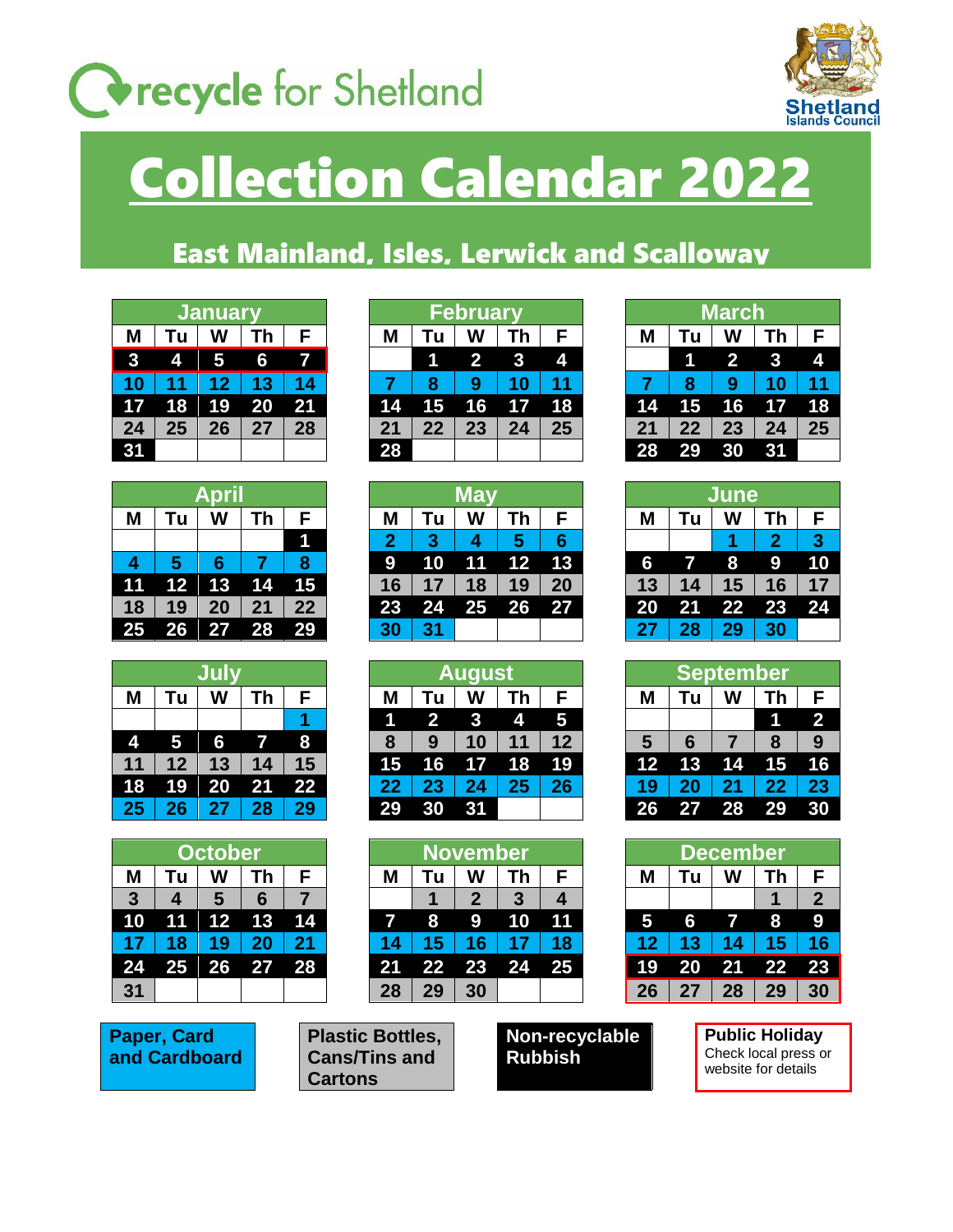recycle for Shetland

Shetland Islands Council

# Collection Calendar 2022

## East Mainland, Isles, Lerwick and Scalloway

### January

| M | Tu | W | Th | F |
|---|---|---|---|---|
| 3 | 4 | 5 | 6 | 7 |
| 10 | 11 | 12 | 13 | 14 |
| 17 | 18 | 19 | 20 | 21 |
| 24 | 25 | 26 | 27 | 28 |
| 31 | | | | |

### February

| M | Tu | W | Th | F |
|---|---|---|---|---|
| | 1 | 2 | 3 | 4 |
| 7 | 8 | 9 | 10 | 11 |
| 14 | 15 | 16 | 17 | 18 |
| 21 | 22 | 23 | 24 | 25 |
| 28 | | | | |

### March

| M | Tu | W | Th | F |
|---|---|---|---|---|
| | 1 | 2 | 3 | 4 |
| 7 | 8 | 9 | 10 | 11 |
| 14 | 15 | 16 | 17 | 18 |
| 21 | 22 | 23 | 24 | 25 |
| 28 | 29 | 30 | 31 | |

### April

| M | Tu | W | Th | F |
|---|---|---|---|---|
| | | | | 1 |
| 4 | 5 | 6 | 7 | 8 |
| 11 | 12 | 13 | 14 | 15 |
| 18 | 19 | 20 | 21 | 22 |
| 25 | 26 | 27 | 28 | 29 |

### May

| M | Tu | W | Th | F |
|---|---|---|---|---|
| 2 | 3 | 4 | 5 | 6 |
| 9 | 10 | 11 | 12 | 13 |
| 16 | 17 | 18 | 19 | 20 |
| 23 | 24 | 25 | 26 | 27 |
| 30 | 31 | | | |

### June

| M | Tu | W | Th | F |
|---|---|---|---|---|
| | | 1 | 2 | 3 |
| 6 | 7 | 8 | 9 | 10 |
| 13 | 14 | 15 | 16 | 17 |
| 20 | 21 | 22 | 23 | 24 |
| 27 | 28 | 29 | 30 | |

### July

| M | Tu | W | Th | F |
|---|---|---|---|---|
| | | | | 1 |
| 4 | 5 | 6 | 7 | 8 |
| 11 | 12 | 13 | 14 | 15 |
| 18 | 19 | 20 | 21 | 22 |
| 25 | 26 | 27 | 28 | 29 |

### August

| M | Tu | W | Th | F |
|---|---|---|---|---|
| 1 | 2 | 3 | 4 | 5 |
| 8 | 9 | 10 | 11 | 12 |
| 15 | 16 | 17 | 18 | 19 |
| 22 | 23 | 24 | 25 | 26 |
| 29 | 30 | 31 | | |

### September

| M | Tu | W | Th | F |
|---|---|---|---|---|
| | | | 1 | 2 |
| 5 | 6 | 7 | 8 | 9 |
| 12 | 13 | 14 | 15 | 16 |
| 19 | 20 | 21 | 22 | 23 |
| 26 | 27 | 28 | 29 | 30 |

### October

| M | Tu | W | Th | F |
|---|---|---|---|---|
| 3 | 4 | 5 | 6 | 7 |
| 10 | 11 | 12 | 13 | 14 |
| 17 | 18 | 19 | 20 | 21 |
| 24 | 25 | 26 | 27 | 28 |
| 31 | | | | |

### November

| M | Tu | W | Th | F |
|---|---|---|---|---|
| | 1 | 2 | 3 | 4 |
| 7 | 8 | 9 | 10 | 11 |
| 14 | 15 | 16 | 17 | 18 |
| 21 | 22 | 23 | 24 | 25 |
| 28 | 29 | 30 | | |

### December

| M | Tu | W | Th | F |
|---|---|---|---|---|
| | | | 1 | 2 |
| 5 | 6 | 7 | 8 | 9 |
| 12 | 13 | 14 | 15 | 16 |
| 19 | 20 | 21 | 22 | 23 |
| 26 | 27 | 28 | 29 | 30 |

**Paper, Card and Cardboard**

**Plastic Bottles, Cans/Tins and Cartons**

**Non-recyclable Rubbish**

**Public Holiday**
Check local press or website for details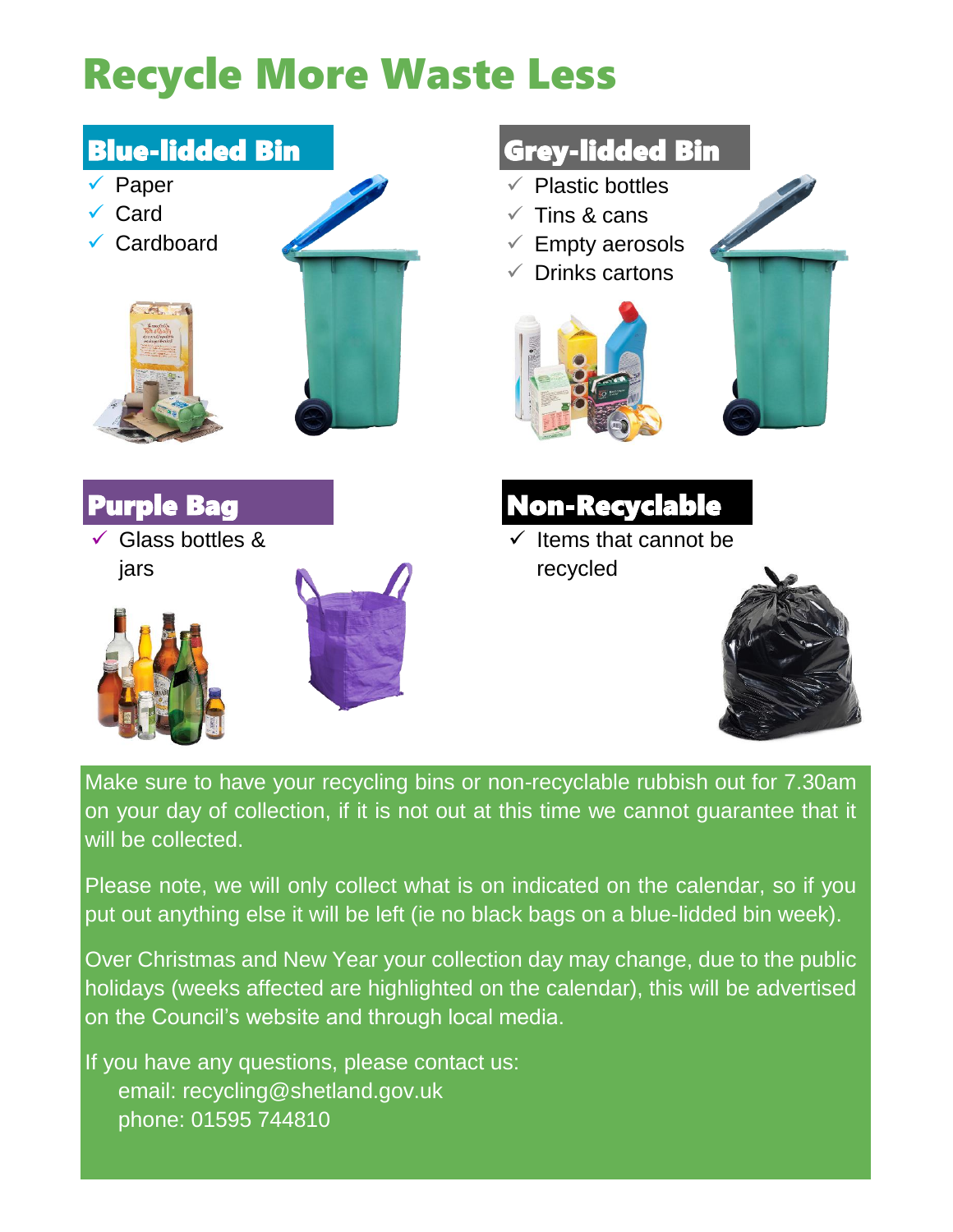# Recycle More Waste Less

## Blue-lidded Bin

- ✓ Paper
- ✓ Card
- ✓ Cardboard

## Grey-lidded Bin

- ✓ Plastic bottles
- ✓ Tins & cans
- ✓ Empty aerosols
- ✓ Drinks cartons

## Purple Bag

- ✓ Glass bottles & jars

## Non-Recyclable

- ✓ Items that cannot be recycled

Make sure to have your recycling bins or non-recyclable rubbish out for 7.30am on your day of collection, if it is not out at this time we cannot guarantee that it will be collected.

Please note, we will only collect what is on indicated on the calendar, so if you put out anything else it will be left (ie no black bags on a blue-lidded bin week).

Over Christmas and New Year your collection day may change, due to the public holidays (weeks affected are highlighted on the calendar), this will be advertised on the Council's website and through local media.

If you have any questions, please contact us:

email: recycling@shetland.gov.uk
phone: 01595 744810